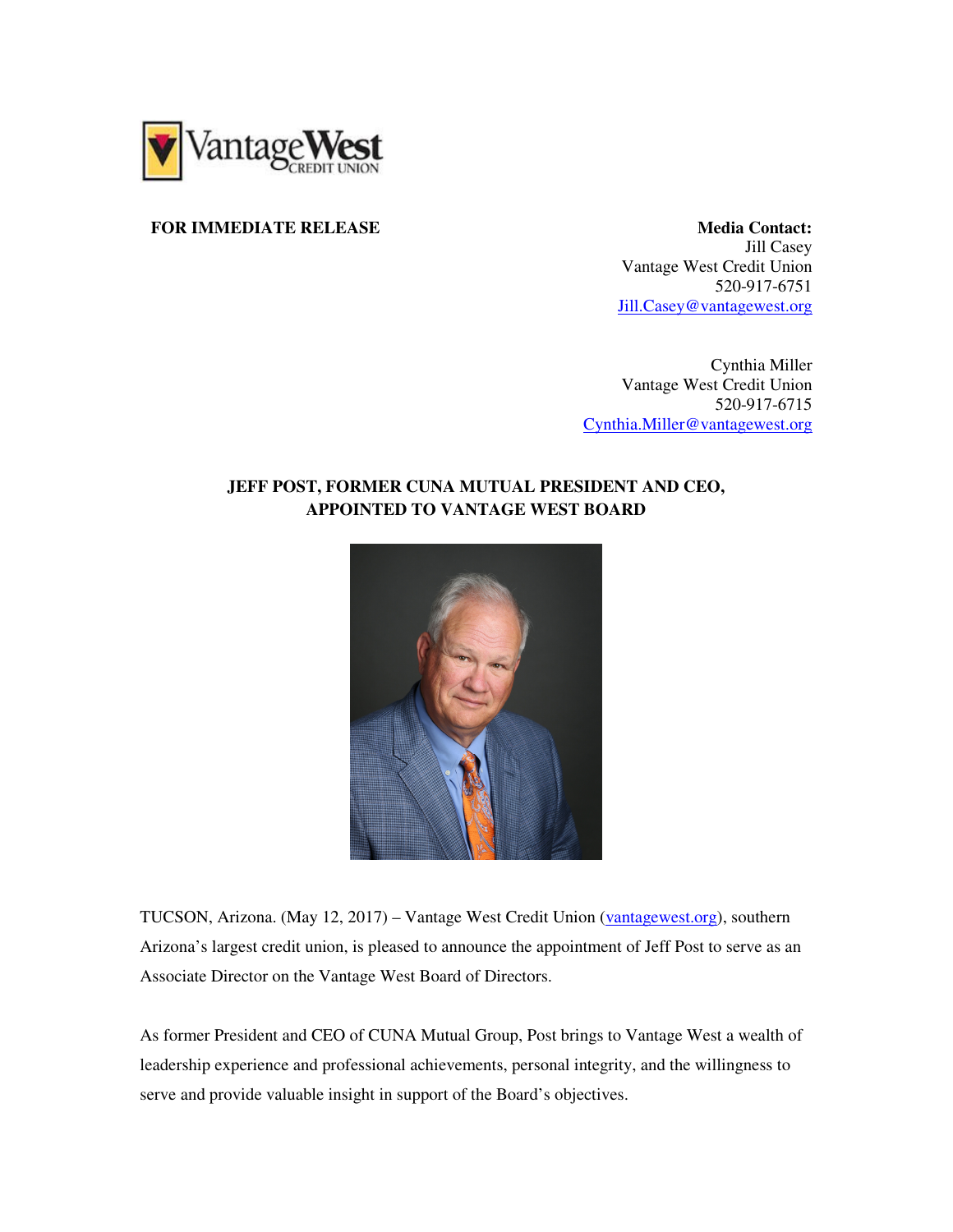**FOR IMMEDIATE RELEASE**

**Media Contact:**
Jill Casey
Vantage West Credit Union
520-917-6751
Jill.Casey@vantagewest.org

Cynthia Miller
Vantage West Credit Union
520-917-6715
Cynthia.Miller@vantagewest.org

**JEFF POST, FORMER CUNA MUTUAL PRESIDENT AND CEO, APPOINTED TO VANTAGE WEST BOARD**

TUCSON, Arizona. (May 12, 2017) – Vantage West Credit Union (vantagewest.org), southern Arizona's largest credit union, is pleased to announce the appointment of Jeff Post to serve as an Associate Director on the Vantage West Board of Directors.

As former President and CEO of CUNA Mutual Group, Post brings to Vantage West a wealth of leadership experience and professional achievements, personal integrity, and the willingness to serve and provide valuable insight in support of the Board's objectives.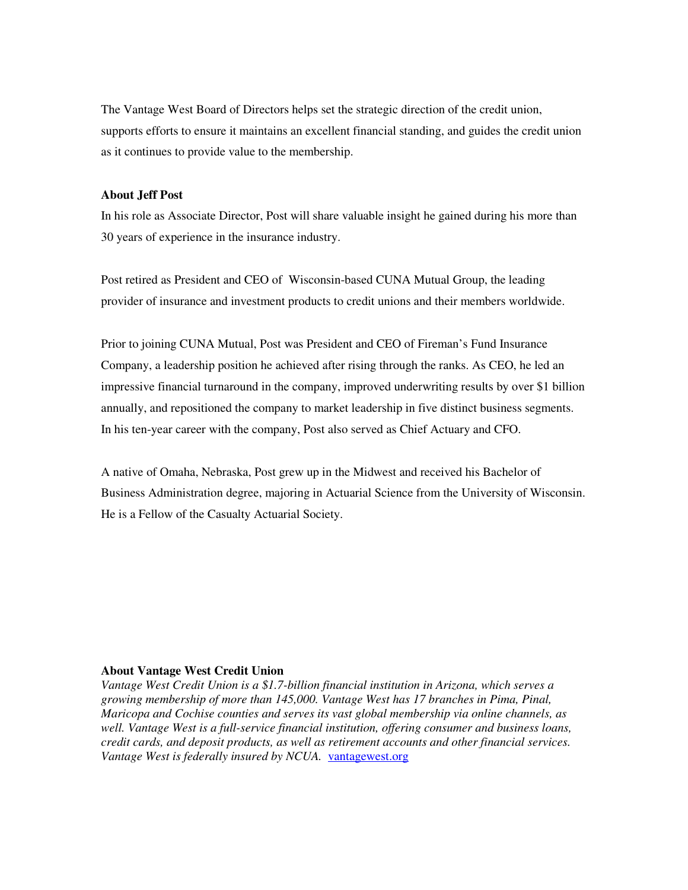The Vantage West Board of Directors helps set the strategic direction of the credit union, supports efforts to ensure it maintains an excellent financial standing, and guides the credit union as it continues to provide value to the membership.

**About Jeff Post**

In his role as Associate Director, Post will share valuable insight he gained during his more than 30 years of experience in the insurance industry.

Post retired as President and CEO of Wisconsin-based CUNA Mutual Group, the leading provider of insurance and investment products to credit unions and their members worldwide.

Prior to joining CUNA Mutual, Post was President and CEO of Fireman's Fund Insurance Company, a leadership position he achieved after rising through the ranks. As CEO, he led an impressive financial turnaround in the company, improved underwriting results by over $1 billion annually, and repositioned the company to market leadership in five distinct business segments. In his ten-year career with the company, Post also served as Chief Actuary and CFO.

A native of Omaha, Nebraska, Post grew up in the Midwest and received his Bachelor of Business Administration degree, majoring in Actuarial Science from the University of Wisconsin. He is a Fellow of the Casualty Actuarial Society.

**About Vantage West Credit Union**

*Vantage West Credit Union is a $1.7-billion financial institution in Arizona, which serves a growing membership of more than 145,000. Vantage West has 17 branches in Pima, Pinal, Maricopa and Cochise counties and serves its vast global membership via online channels, as well. Vantage West is a full-service financial institution, offering consumer and business loans, credit cards, and deposit products, as well as retirement accounts and other financial services. Vantage West is federally insured by NCUA.* [vantagewest.org](vantagewest.org)